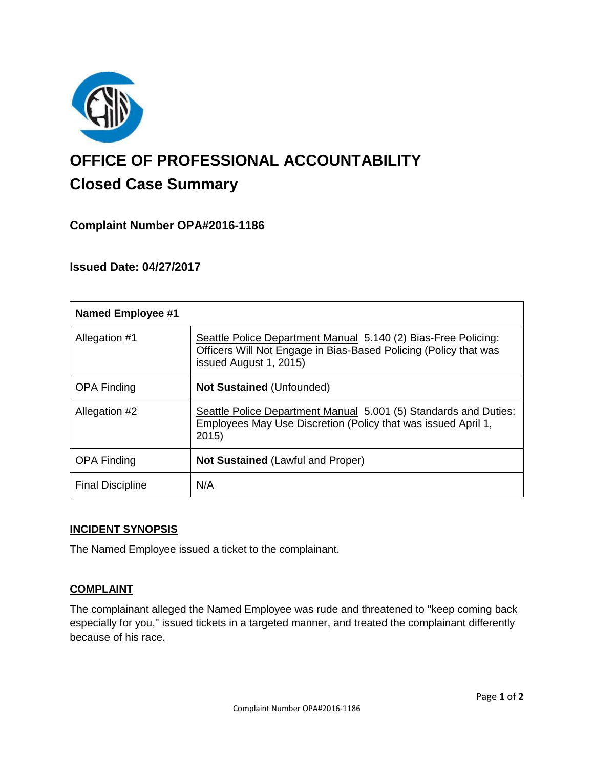# OFFICE OF PROFESSIONAL ACCOUNTABILITY

## Closed Case Summary

### Complaint Number OPA#2016-1186

### Issued Date: 04/27/2017

| Named Employee #1 | |
|---|---|
| Allegation #1 | Seattle Police Department Manual 5.140 (2) Bias-Free Policing: Officers Will Not Engage in Bias-Based Policing (Policy that was issued August 1, 2015) |
| OPA Finding | **Not Sustained** (Unfounded) |
| Allegation #2 | Seattle Police Department Manual 5.001 (5) Standards and Duties: Employees May Use Discretion (Policy that was issued April 1, 2015) |
| OPA Finding | **Not Sustained** (Lawful and Proper) |
| Final Discipline | N/A |

**INCIDENT SYNOPSIS**

The Named Employee issued a ticket to the complainant.

**COMPLAINT**

The complainant alleged the Named Employee was rude and threatened to "keep coming back especially for you," issued tickets in a targeted manner, and treated the complainant differently because of his race.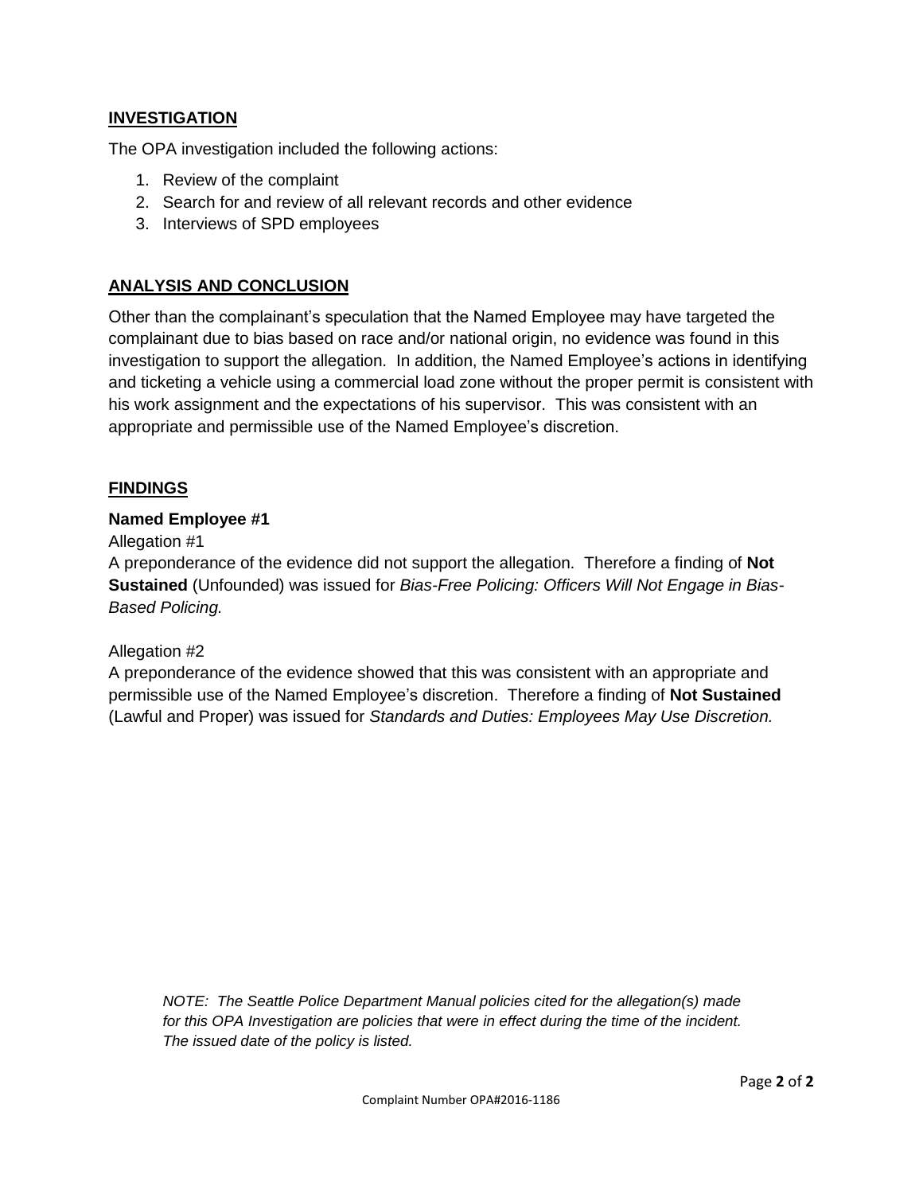## INVESTIGATION

The OPA investigation included the following actions:

1. Review of the complaint
2. Search for and review of all relevant records and other evidence
3. Interviews of SPD employees

## ANALYSIS AND CONCLUSION

Other than the complainant's speculation that the Named Employee may have targeted the complainant due to bias based on race and/or national origin, no evidence was found in this investigation to support the allegation. In addition, the Named Employee's actions in identifying and ticketing a vehicle using a commercial load zone without the proper permit is consistent with his work assignment and the expectations of his supervisor. This was consistent with an appropriate and permissible use of the Named Employee's discretion.

## FINDINGS

**Named Employee #1**

Allegation #1

A preponderance of the evidence did not support the allegation. Therefore a finding of **Not Sustained** (Unfounded) was issued for *Bias-Free Policing: Officers Will Not Engage in Bias-Based Policing.*

Allegation #2

A preponderance of the evidence showed that this was consistent with an appropriate and permissible use of the Named Employee's discretion. Therefore a finding of **Not Sustained** (Lawful and Proper) was issued for *Standards and Duties: Employees May Use Discretion.*

*NOTE: The Seattle Police Department Manual policies cited for the allegation(s) made for this OPA Investigation are policies that were in effect during the time of the incident. The issued date of the policy is listed.*

Complaint Number OPA#2016-1186